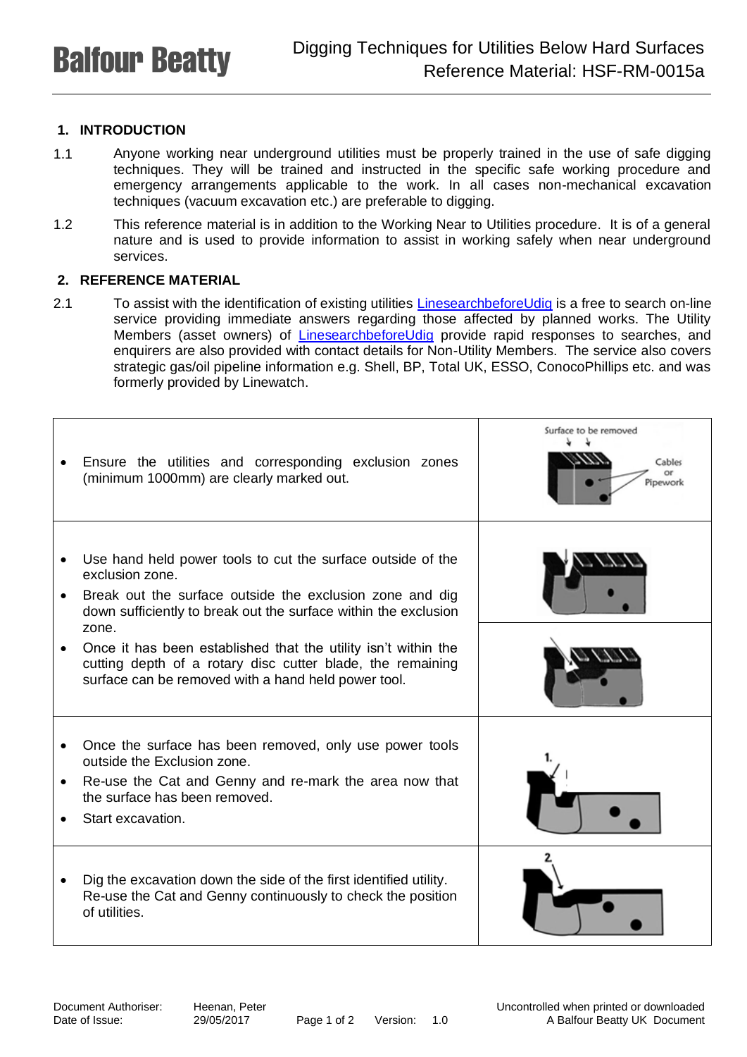Balfour Beatty

# Digging Techniques for Utilities Below Hard Surfaces
Reference Material: HSF-RM-0015a

## 1. INTRODUCTION

1.1 Anyone working near underground utilities must be properly trained in the use of safe digging techniques. They will be trained and instructed in the specific safe working procedure and emergency arrangements applicable to the work. In all cases non-mechanical excavation techniques (vacuum excavation etc.) are preferable to digging.

1.2 This reference material is in addition to the Working Near to Utilities procedure. It is of a general nature and is used to provide information to assist in working safely when near underground services.

## 2. REFERENCE MATERIAL

2.1 To assist with the identification of existing utilities [LinesearchbeforeUdig] is a free to search on-line service providing immediate answers regarding those affected by planned works. The Utility Members (asset owners) of [LinesearchbeforeUdig] provide rapid responses to searches, and enquirers are also provided with contact details for Non-Utility Members. The service also covers strategic gas/oil pipeline information e.g. Shell, BP, Total UK, ESSO, ConocoPhillips etc. and was formerly provided by Linewatch.

| | |
|---|---|
| • Ensure the utilities and corresponding exclusion zones (minimum 1000mm) are clearly marked out. | Surface to be removed; Cables or Pipework |
| • Use hand held power tools to cut the surface outside of the exclusion zone.<br>• Break out the surface outside the exclusion zone and dig down sufficiently to break out the surface within the exclusion zone.<br>• Once it has been established that the utility isn't within the cutting depth of a rotary disc cutter blade, the remaining surface can be removed with a hand held power tool. | |
| • Once the surface has been removed, only use power tools outside the Exclusion zone.<br>• Re-use the Cat and Genny and re-mark the area now that the surface has been removed.<br>• Start excavation. | 1. |
| • Dig the excavation down the side of the first identified utility. Re-use the Cat and Genny continuously to check the position of utilities. | 2. |

Document Authoriser: Heenan, Peter
Date of Issue: 29/05/2017
Version: 1.0
Uncontrolled when printed or downloaded
A Balfour Beatty UK Document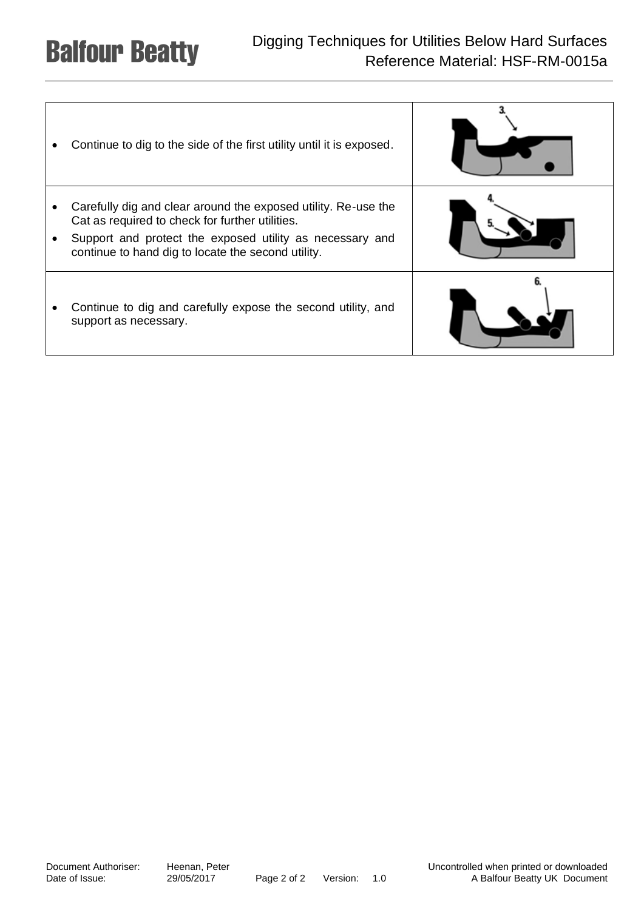| | |
|---|---|
| • Continue to dig to the side of the first utility until it is exposed. | 3. |
| • Carefully dig and clear around the exposed utility. Re-use the Cat as required to check for further utilities.<br>• Support and protect the exposed utility as necessary and continue to hand dig to locate the second utility. | 4.<br>5. |
| • Continue to dig and carefully expose the second utility, and support as necessary. | 6. |